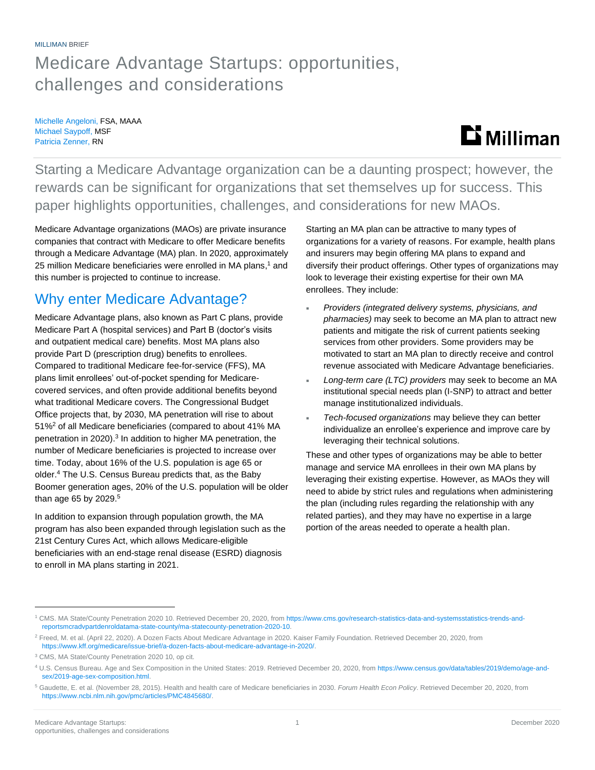MILLIMAN BRIEF

# Medicare Advantage Startups: opportunities, challenges and considerations

Michelle Angeloni, FSA, MAAA
Michael Saypoff, MSF
Patricia Zenner, RN

Starting a Medicare Advantage organization can be a daunting prospect; however, the rewards can be significant for organizations that set themselves up for success. This paper highlights opportunities, challenges, and considerations for new MAOs.

Medicare Advantage organizations (MAOs) are private insurance companies that contract with Medicare to offer Medicare benefits through a Medicare Advantage (MA) plan. In 2020, approximately 25 million Medicare beneficiaries were enrolled in MA plans,[1] and this number is projected to continue to increase.

## Why enter Medicare Advantage?

Medicare Advantage plans, also known as Part C plans, provide Medicare Part A (hospital services) and Part B (doctor's visits and outpatient medical care) benefits. Most MA plans also provide Part D (prescription drug) benefits to enrollees. Compared to traditional Medicare fee-for-service (FFS), MA plans limit enrollees' out-of-pocket spending for Medicare-covered services, and often provide additional benefits beyond what traditional Medicare covers. The Congressional Budget Office projects that, by 2030, MA penetration will rise to about 51%[2] of all Medicare beneficiaries (compared to about 41% MA penetration in 2020).[3] In addition to higher MA penetration, the number of Medicare beneficiaries is projected to increase over time. Today, about 16% of the U.S. population is age 65 or older.[4] The U.S. Census Bureau predicts that, as the Baby Boomer generation ages, 20% of the U.S. population will be older than age 65 by 2029.[5]

In addition to expansion through population growth, the MA program has also been expanded through legislation such as the 21st Century Cures Act, which allows Medicare-eligible beneficiaries with an end-stage renal disease (ESRD) diagnosis to enroll in MA plans starting in 2021.

Starting an MA plan can be attractive to many types of organizations for a variety of reasons. For example, health plans and insurers may begin offering MA plans to expand and diversify their product offerings. Other types of organizations may look to leverage their existing expertise for their own MA enrollees. They include:

- *Providers (integrated delivery systems, physicians, and pharmacies)* may seek to become an MA plan to attract new patients and mitigate the risk of current patients seeking services from other providers. Some providers may be motivated to start an MA plan to directly receive and control revenue associated with Medicare Advantage beneficiaries.
- *Long-term care (LTC) providers* may seek to become an MA institutional special needs plan (I-SNP) to attract and better manage institutionalized individuals.
- *Tech-focused organizations* may believe they can better individualize an enrollee's experience and improve care by leveraging their technical solutions.

These and other types of organizations may be able to better manage and service MA enrollees in their own MA plans by leveraging their existing expertise. However, as MAOs they will need to abide by strict rules and regulations when administering the plan (including rules regarding the relationship with any related parties), and they may have no expertise in a large portion of the areas needed to operate a health plan.

---

[1] CMS. MA State/County Penetration 2020 10. Retrieved December 20, 2020, from https://www.cms.gov/research-statistics-data-and-systemsstatistics-trends-and-reportsmcradvpartdenroldatama-state-county/ma-statecounty-penetration-2020-10.

[2] Freed, M. et al. (April 22, 2020). A Dozen Facts About Medicare Advantage in 2020. Kaiser Family Foundation. Retrieved December 20, 2020, from https://www.kff.org/medicare/issue-brief/a-dozen-facts-about-medicare-advantage-in-2020/.

[3] CMS, MA State/County Penetration 2020 10, op cit.

[4] U.S. Census Bureau. Age and Sex Composition in the United States: 2019. Retrieved December 20, 2020, from https://www.census.gov/data/tables/2019/demo/age-and-sex/2019-age-sex-composition.html.

[5] Gaudette, E. et al. (November 28, 2015). Health and health care of Medicare beneficiaries in 2030. *Forum Health Econ Policy*. Retrieved December 20, 2020, from https://www.ncbi.nlm.nih.gov/pmc/articles/PMC4845680/.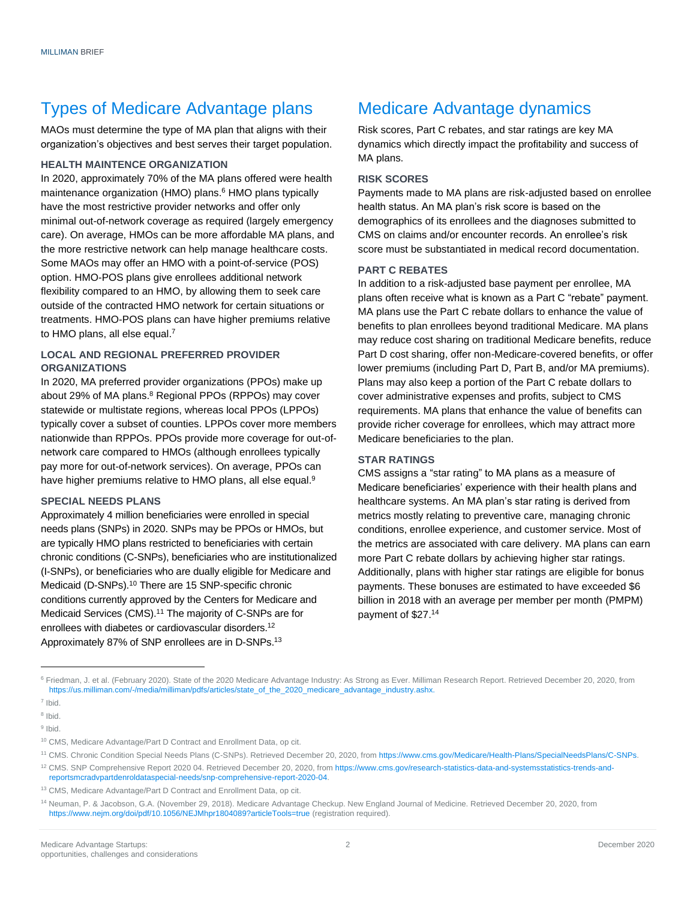## Types of Medicare Advantage plans

MAOs must determine the type of MA plan that aligns with their organization's objectives and best serves their target population.

### HEALTH MAINTENCE ORGANIZATION

In 2020, approximately 70% of the MA plans offered were health maintenance organization (HMO) plans.[6] HMO plans typically have the most restrictive provider networks and offer only minimal out-of-network coverage as required (largely emergency care). On average, HMOs can be more affordable MA plans, and the more restrictive network can help manage healthcare costs. Some MAOs may offer an HMO with a point-of-service (POS) option. HMO-POS plans give enrollees additional network flexibility compared to an HMO, by allowing them to seek care outside of the contracted HMO network for certain situations or treatments. HMO-POS plans can have higher premiums relative to HMO plans, all else equal.[7]

### LOCAL AND REGIONAL PREFERRED PROVIDER ORGANIZATIONS

In 2020, MA preferred provider organizations (PPOs) make up about 29% of MA plans.[8] Regional PPOs (RPPOs) may cover statewide or multistate regions, whereas local PPOs (LPPOs) typically cover a subset of counties. LPPOs cover more members nationwide than RPPOs. PPOs provide more coverage for out-of-network care compared to HMOs (although enrollees typically pay more for out-of-network services). On average, PPOs can have higher premiums relative to HMO plans, all else equal.[9]

### SPECIAL NEEDS PLANS

Approximately 4 million beneficiaries were enrolled in special needs plans (SNPs) in 2020. SNPs may be PPOs or HMOs, but are typically HMO plans restricted to beneficiaries with certain chronic conditions (C-SNPs), beneficiaries who are institutionalized (I-SNPs), or beneficiaries who are dually eligible for Medicare and Medicaid (D-SNPs).[10] There are 15 SNP-specific chronic conditions currently approved by the Centers for Medicare and Medicaid Services (CMS).[11] The majority of C-SNPs are for enrollees with diabetes or cardiovascular disorders.[12] Approximately 87% of SNP enrollees are in D-SNPs.[13]

## Medicare Advantage dynamics

Risk scores, Part C rebates, and star ratings are key MA dynamics which directly impact the profitability and success of MA plans.

### RISK SCORES

Payments made to MA plans are risk-adjusted based on enrollee health status. An MA plan's risk score is based on the demographics of its enrollees and the diagnoses submitted to CMS on claims and/or encounter records. An enrollee's risk score must be substantiated in medical record documentation.

### PART C REBATES

In addition to a risk-adjusted base payment per enrollee, MA plans often receive what is known as a Part C "rebate" payment. MA plans use the Part C rebate dollars to enhance the value of benefits to plan enrollees beyond traditional Medicare. MA plans may reduce cost sharing on traditional Medicare benefits, reduce Part D cost sharing, offer non-Medicare-covered benefits, or offer lower premiums (including Part D, Part B, and/or MA premiums). Plans may also keep a portion of the Part C rebate dollars to cover administrative expenses and profits, subject to CMS requirements. MA plans that enhance the value of benefits can provide richer coverage for enrollees, which may attract more Medicare beneficiaries to the plan.

### STAR RATINGS

CMS assigns a "star rating" to MA plans as a measure of Medicare beneficiaries' experience with their health plans and healthcare systems. An MA plan's star rating is derived from metrics mostly relating to preventive care, managing chronic conditions, enrollee experience, and customer service. Most of the metrics are associated with care delivery. MA plans can earn more Part C rebate dollars by achieving higher star ratings. Additionally, plans with higher star ratings are eligible for bonus payments. These bonuses are estimated to have exceeded $6 billion in 2018 with an average per member per month (PMPM) payment of $27.[14]

---

[6] Friedman, J. et al. (February 2020). State of the 2020 Medicare Advantage Industry: As Strong as Ever. Milliman Research Report. Retrieved December 20, 2020, from https://us.milliman.com/-/media/milliman/pdfs/articles/state_of_the_2020_medicare_advantage_industry.ashx.

[7] Ibid.

[8] Ibid.

[9] Ibid.

[10] CMS, Medicare Advantage/Part D Contract and Enrollment Data, op cit.

[11] CMS. Chronic Condition Special Needs Plans (C-SNPs). Retrieved December 20, 2020, from https://www.cms.gov/Medicare/Health-Plans/SpecialNeedsPlans/C-SNPs.

[12] CMS. SNP Comprehensive Report 2020 04. Retrieved December 20, 2020, from https://www.cms.gov/research-statistics-data-and-systemsstatistics-trends-and-reportsmcradvpartdenroldataspecial-needs/snp-comprehensive-report-2020-04.

[13] CMS, Medicare Advantage/Part D Contract and Enrollment Data, op cit.

[14] Neuman, P. & Jacobson, G.A. (November 29, 2018). Medicare Advantage Checkup. New England Journal of Medicine. Retrieved December 20, 2020, from https://www.nejm.org/doi/pdf/10.1056/NEJMhpr1804089?articleTools=true (registration required).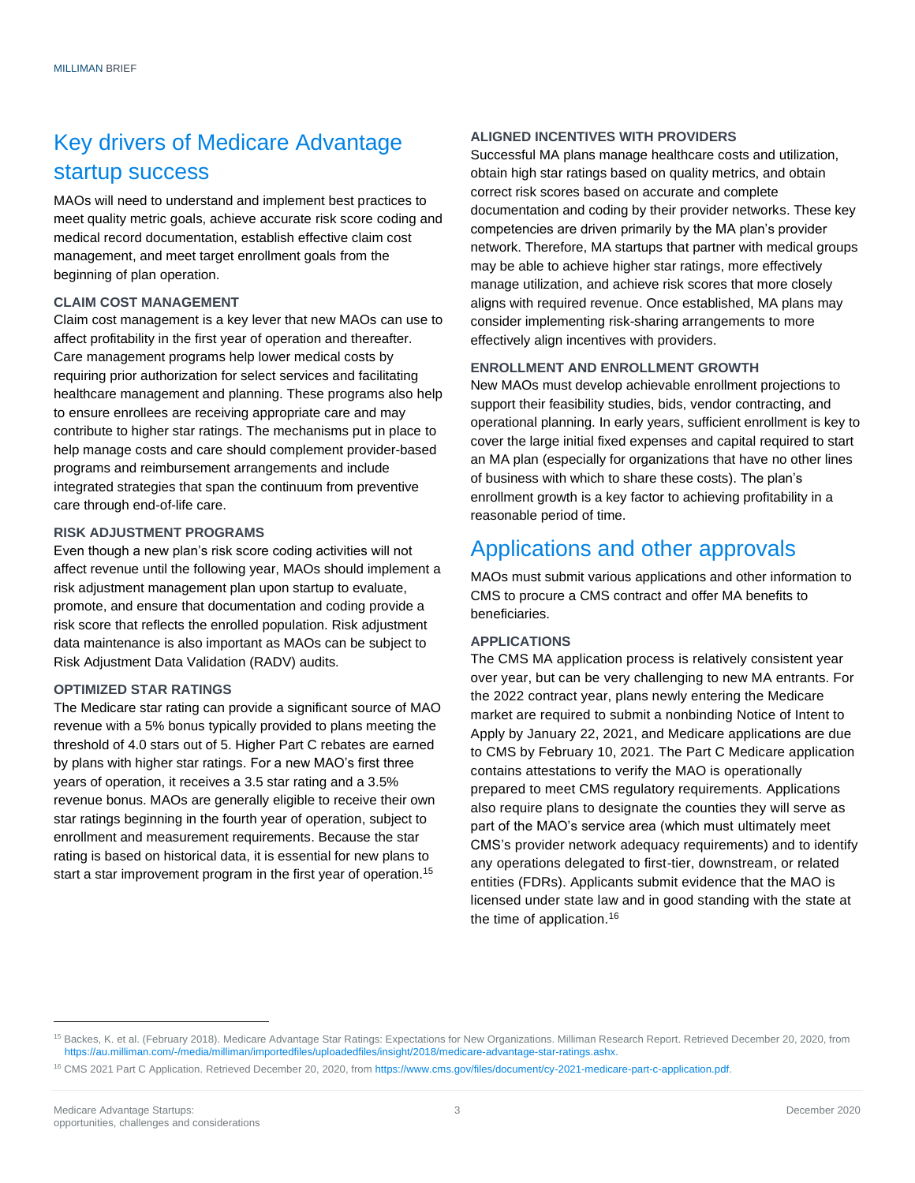## Key drivers of Medicare Advantage startup success

MAOs will need to understand and implement best practices to meet quality metric goals, achieve accurate risk score coding and medical record documentation, establish effective claim cost management, and meet target enrollment goals from the beginning of plan operation.

### CLAIM COST MANAGEMENT

Claim cost management is a key lever that new MAOs can use to affect profitability in the first year of operation and thereafter. Care management programs help lower medical costs by requiring prior authorization for select services and facilitating healthcare management and planning. These programs also help to ensure enrollees are receiving appropriate care and may contribute to higher star ratings. The mechanisms put in place to help manage costs and care should complement provider-based programs and reimbursement arrangements and include integrated strategies that span the continuum from preventive care through end-of-life care.

### RISK ADJUSTMENT PROGRAMS

Even though a new plan's risk score coding activities will not affect revenue until the following year, MAOs should implement a risk adjustment management plan upon startup to evaluate, promote, and ensure that documentation and coding provide a risk score that reflects the enrolled population. Risk adjustment data maintenance is also important as MAOs can be subject to Risk Adjustment Data Validation (RADV) audits.

### OPTIMIZED STAR RATINGS

The Medicare star rating can provide a significant source of MAO revenue with a 5% bonus typically provided to plans meeting the threshold of 4.0 stars out of 5. Higher Part C rebates are earned by plans with higher star ratings. For a new MAO's first three years of operation, it receives a 3.5 star rating and a 3.5% revenue bonus. MAOs are generally eligible to receive their own star ratings beginning in the fourth year of operation, subject to enrollment and measurement requirements. Because the star rating is based on historical data, it is essential for new plans to start a star improvement program in the first year of operation.[15]

### ALIGNED INCENTIVES WITH PROVIDERS

Successful MA plans manage healthcare costs and utilization, obtain high star ratings based on quality metrics, and obtain correct risk scores based on accurate and complete documentation and coding by their provider networks. These key competencies are driven primarily by the MA plan's provider network. Therefore, MA startups that partner with medical groups may be able to achieve higher star ratings, more effectively manage utilization, and achieve risk scores that more closely aligns with required revenue. Once established, MA plans may consider implementing risk-sharing arrangements to more effectively align incentives with providers.

### ENROLLMENT AND ENROLLMENT GROWTH

New MAOs must develop achievable enrollment projections to support their feasibility studies, bids, vendor contracting, and operational planning. In early years, sufficient enrollment is key to cover the large initial fixed expenses and capital required to start an MA plan (especially for organizations that have no other lines of business with which to share these costs). The plan's enrollment growth is a key factor to achieving profitability in a reasonable period of time.

## Applications and other approvals

MAOs must submit various applications and other information to CMS to procure a CMS contract and offer MA benefits to beneficiaries.

### APPLICATIONS

The CMS MA application process is relatively consistent year over year, but can be very challenging to new MA entrants. For the 2022 contract year, plans newly entering the Medicare market are required to submit a nonbinding Notice of Intent to Apply by January 22, 2021, and Medicare applications are due to CMS by February 10, 2021. The Part C Medicare application contains attestations to verify the MAO is operationally prepared to meet CMS regulatory requirements. Applications also require plans to designate the counties they will serve as part of the MAO's service area (which must ultimately meet CMS's provider network adequacy requirements) and to identify any operations delegated to first-tier, downstream, or related entities (FDRs). Applicants submit evidence that the MAO is licensed under state law and in good standing with the state at the time of application.[16]

---

[15] Backes, K. et al. (February 2018). Medicare Advantage Star Ratings: Expectations for New Organizations. Milliman Research Report. Retrieved December 20, 2020, from https://au.milliman.com/-/media/milliman/importedfiles/uploadedfiles/insight/2018/medicare-advantage-star-ratings.ashx.

[16] CMS 2021 Part C Application. Retrieved December 20, 2020, from https://www.cms.gov/files/document/cy-2021-medicare-part-c-application.pdf.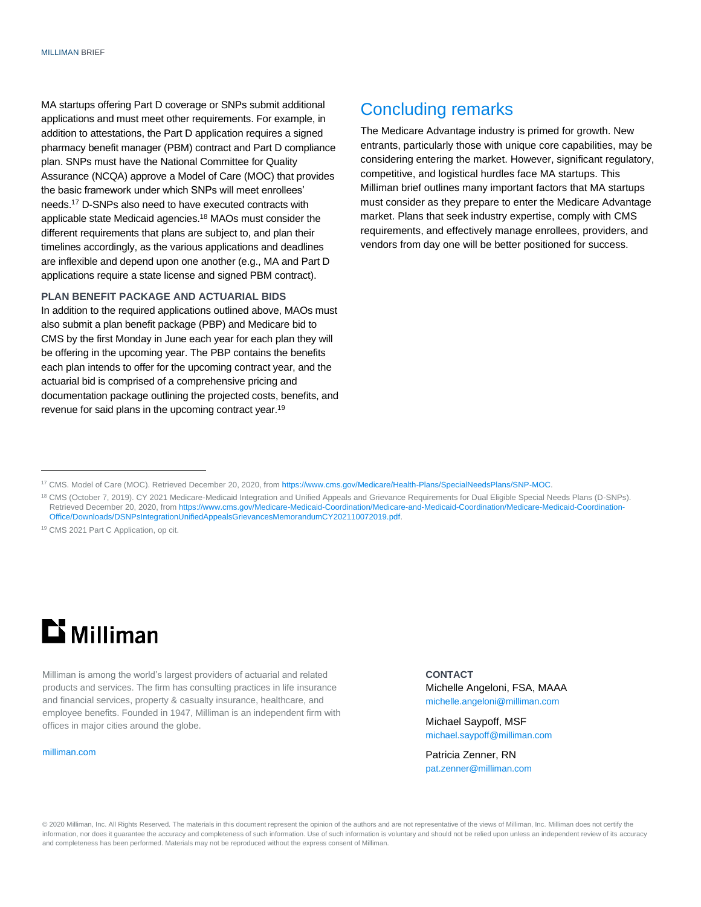MA startups offering Part D coverage or SNPs submit additional applications and must meet other requirements. For example, in addition to attestations, the Part D application requires a signed pharmacy benefit manager (PBM) contract and Part D compliance plan. SNPs must have the National Committee for Quality Assurance (NCQA) approve a Model of Care (MOC) that provides the basic framework under which SNPs will meet enrollees' needs.[17] D-SNPs also need to have executed contracts with applicable state Medicaid agencies.[18] MAOs must consider the different requirements that plans are subject to, and plan their timelines accordingly, as the various applications and deadlines are inflexible and depend upon one another (e.g., MA and Part D applications require a state license and signed PBM contract).

#### PLAN BENEFIT PACKAGE AND ACTUARIAL BIDS

In addition to the required applications outlined above, MAOs must also submit a plan benefit package (PBP) and Medicare bid to CMS by the first Monday in June each year for each plan they will be offering in the upcoming year. The PBP contains the benefits each plan intends to offer for the upcoming contract year, and the actuarial bid is comprised of a comprehensive pricing and documentation package outlining the projected costs, benefits, and revenue for said plans in the upcoming contract year.[19]

## Concluding remarks

The Medicare Advantage industry is primed for growth. New entrants, particularly those with unique core capabilities, may be considering entering the market. However, significant regulatory, competitive, and logistical hurdles face MA startups. This Milliman brief outlines many important factors that MA startups must consider as they prepare to enter the Medicare Advantage market. Plans that seek industry expertise, comply with CMS requirements, and effectively manage enrollees, providers, and vendors from day one will be better positioned for success.

---

[17] CMS. Model of Care (MOC). Retrieved December 20, 2020, from https://www.cms.gov/Medicare/Health-Plans/SpecialNeedsPlans/SNP-MOC.

[18] CMS (October 7, 2019). CY 2021 Medicare-Medicaid Integration and Unified Appeals and Grievance Requirements for Dual Eligible Special Needs Plans (D-SNPs). Retrieved December 20, 2020, from https://www.cms.gov/Medicare-Medicaid-Coordination/Medicare-and-Medicaid-Coordination/Medicare-Medicaid-Coordination-Office/Downloads/DSNPsIntegrationUnifiedAppealsGrievancesMemorandumCY202110072019.pdf.

[19] CMS 2021 Part C Application, op cit.

Milliman

Milliman is among the world's largest providers of actuarial and related products and services. The firm has consulting practices in life insurance and financial services, property & casualty insurance, healthcare, and employee benefits. Founded in 1947, Milliman is an independent firm with offices in major cities around the globe.

milliman.com

**CONTACT**

Michelle Angeloni, FSA, MAAA
michelle.angeloni@milliman.com

Michael Saypoff, MSF
michael.saypoff@milliman.com

Patricia Zenner, RN
pat.zenner@milliman.com

© 2020 Milliman, Inc. All Rights Reserved. The materials in this document represent the opinion of the authors and are not representative of the views of Milliman, Inc. Milliman does not certify the information, nor does it guarantee the accuracy and completeness of such information. Use of such information is voluntary and should not be relied upon unless an independent review of its accuracy and completeness has been performed. Materials may not be reproduced without the express consent of Milliman.